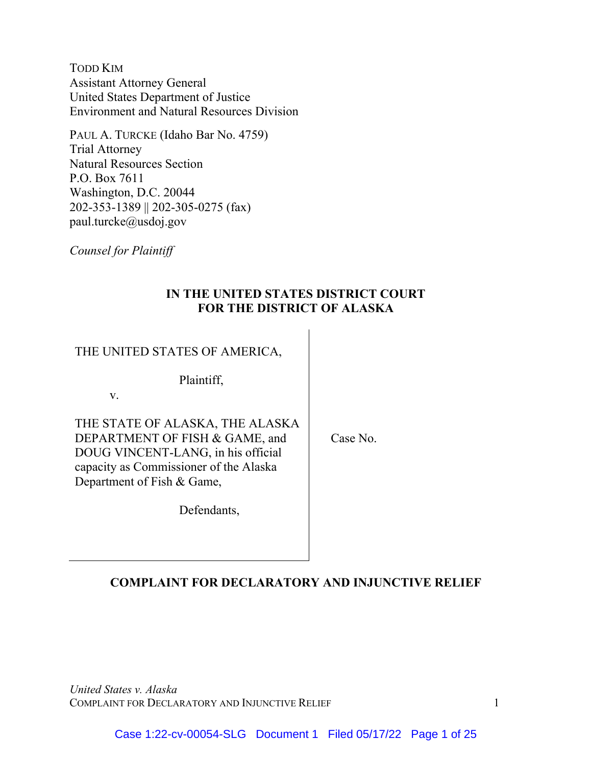TODD KIM
Assistant Attorney General
United States Department of Justice
Environment and Natural Resources Division

PAUL A. TURCKE (Idaho Bar No. 4759)
Trial Attorney
Natural Resources Section
P.O. Box 7611
Washington, D.C. 20044
202-353-1389 || 202-305-0275 (fax)
paul.turcke@usdoj.gov

*Counsel for Plaintiff*

**IN THE UNITED STATES DISTRICT COURT**
**FOR THE DISTRICT OF ALASKA**

| | |
|---|---|
| THE UNITED STATES OF AMERICA,<br><br>Plaintiff,<br><br>v.<br><br>THE STATE OF ALASKA, THE ALASKA DEPARTMENT OF FISH & GAME, and DOUG VINCENT-LANG, in his official capacity as Commissioner of the Alaska Department of Fish & Game,<br><br>Defendants, | Case No. |

**COMPLAINT FOR DECLARATORY AND INJUNCTIVE RELIEF**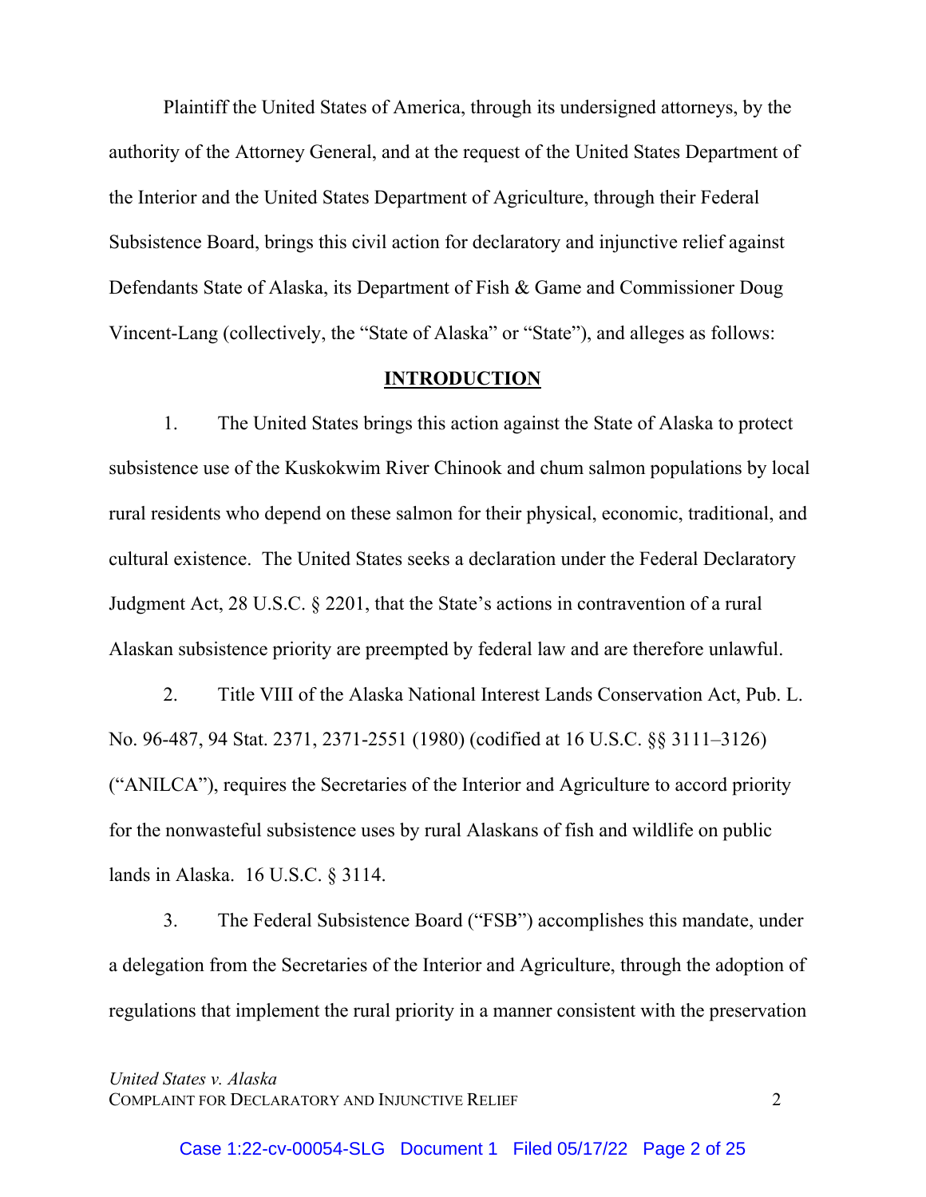Plaintiff the United States of America, through its undersigned attorneys, by the authority of the Attorney General, and at the request of the United States Department of the Interior and the United States Department of Agriculture, through their Federal Subsistence Board, brings this civil action for declaratory and injunctive relief against Defendants State of Alaska, its Department of Fish & Game and Commissioner Doug Vincent-Lang (collectively, the "State of Alaska" or "State"), and alleges as follows:

## INTRODUCTION

1. The United States brings this action against the State of Alaska to protect subsistence use of the Kuskokwim River Chinook and chum salmon populations by local rural residents who depend on these salmon for their physical, economic, traditional, and cultural existence. The United States seeks a declaration under the Federal Declaratory Judgment Act, 28 U.S.C. § 2201, that the State's actions in contravention of a rural Alaskan subsistence priority are preempted by federal law and are therefore unlawful.

2. Title VIII of the Alaska National Interest Lands Conservation Act, Pub. L. No. 96-487, 94 Stat. 2371, 2371-2551 (1980) (codified at 16 U.S.C. §§ 3111–3126) ("ANILCA"), requires the Secretaries of the Interior and Agriculture to accord priority for the nonwasteful subsistence uses by rural Alaskans of fish and wildlife on public lands in Alaska. 16 U.S.C. § 3114.

3. The Federal Subsistence Board ("FSB") accomplishes this mandate, under a delegation from the Secretaries of the Interior and Agriculture, through the adoption of regulations that implement the rural priority in a manner consistent with the preservation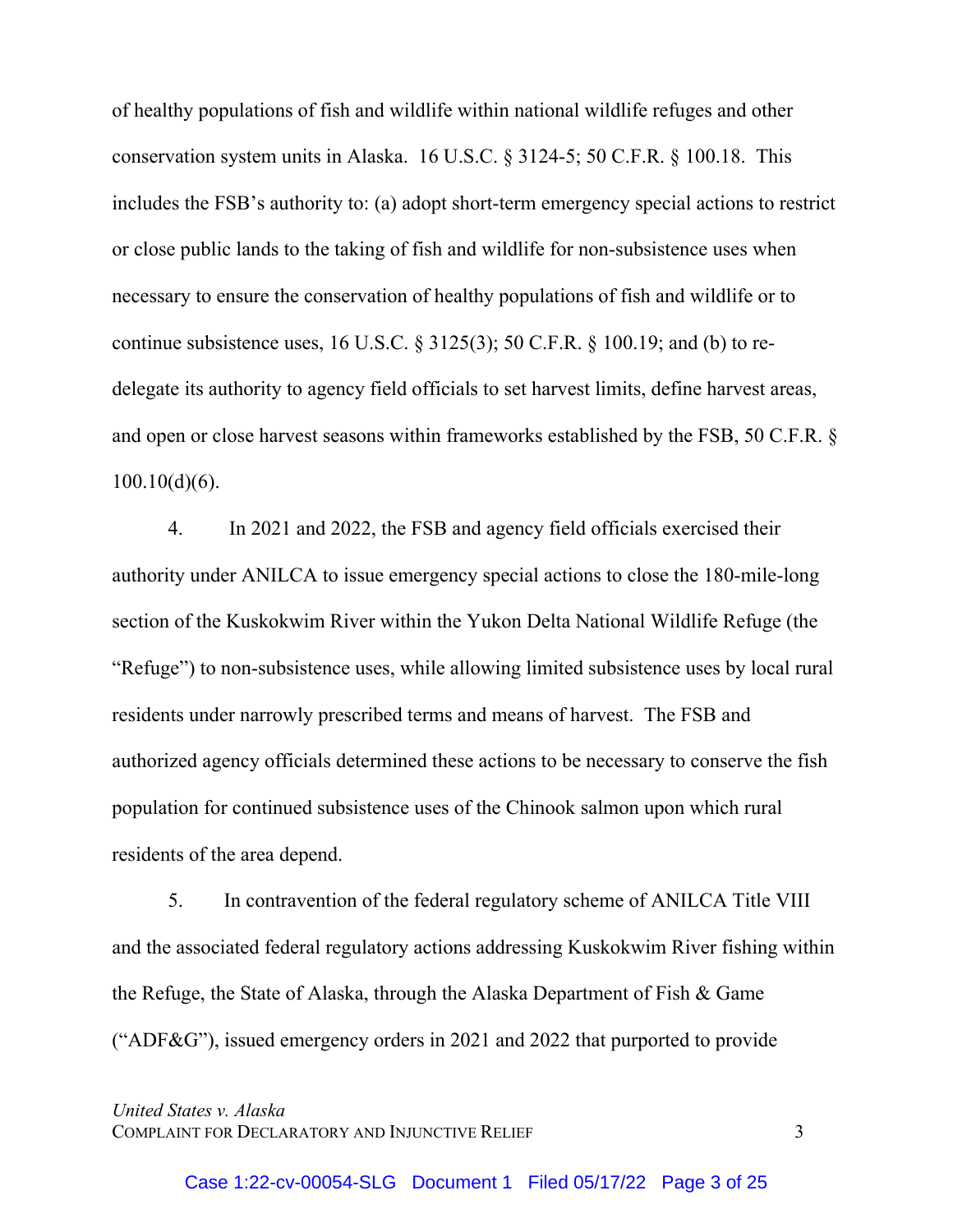of healthy populations of fish and wildlife within national wildlife refuges and other conservation system units in Alaska. 16 U.S.C. § 3124-5; 50 C.F.R. § 100.18. This includes the FSB's authority to: (a) adopt short-term emergency special actions to restrict or close public lands to the taking of fish and wildlife for non-subsistence uses when necessary to ensure the conservation of healthy populations of fish and wildlife or to continue subsistence uses, 16 U.S.C. § 3125(3); 50 C.F.R. § 100.19; and (b) to re-delegate its authority to agency field officials to set harvest limits, define harvest areas, and open or close harvest seasons within frameworks established by the FSB, 50 C.F.R. § 100.10(d)(6).

4. In 2021 and 2022, the FSB and agency field officials exercised their authority under ANILCA to issue emergency special actions to close the 180-mile-long section of the Kuskokwim River within the Yukon Delta National Wildlife Refuge (the "Refuge") to non-subsistence uses, while allowing limited subsistence uses by local rural residents under narrowly prescribed terms and means of harvest. The FSB and authorized agency officials determined these actions to be necessary to conserve the fish population for continued subsistence uses of the Chinook salmon upon which rural residents of the area depend.

5. In contravention of the federal regulatory scheme of ANILCA Title VIII and the associated federal regulatory actions addressing Kuskokwim River fishing within the Refuge, the State of Alaska, through the Alaska Department of Fish & Game ("ADF&G"), issued emergency orders in 2021 and 2022 that purported to provide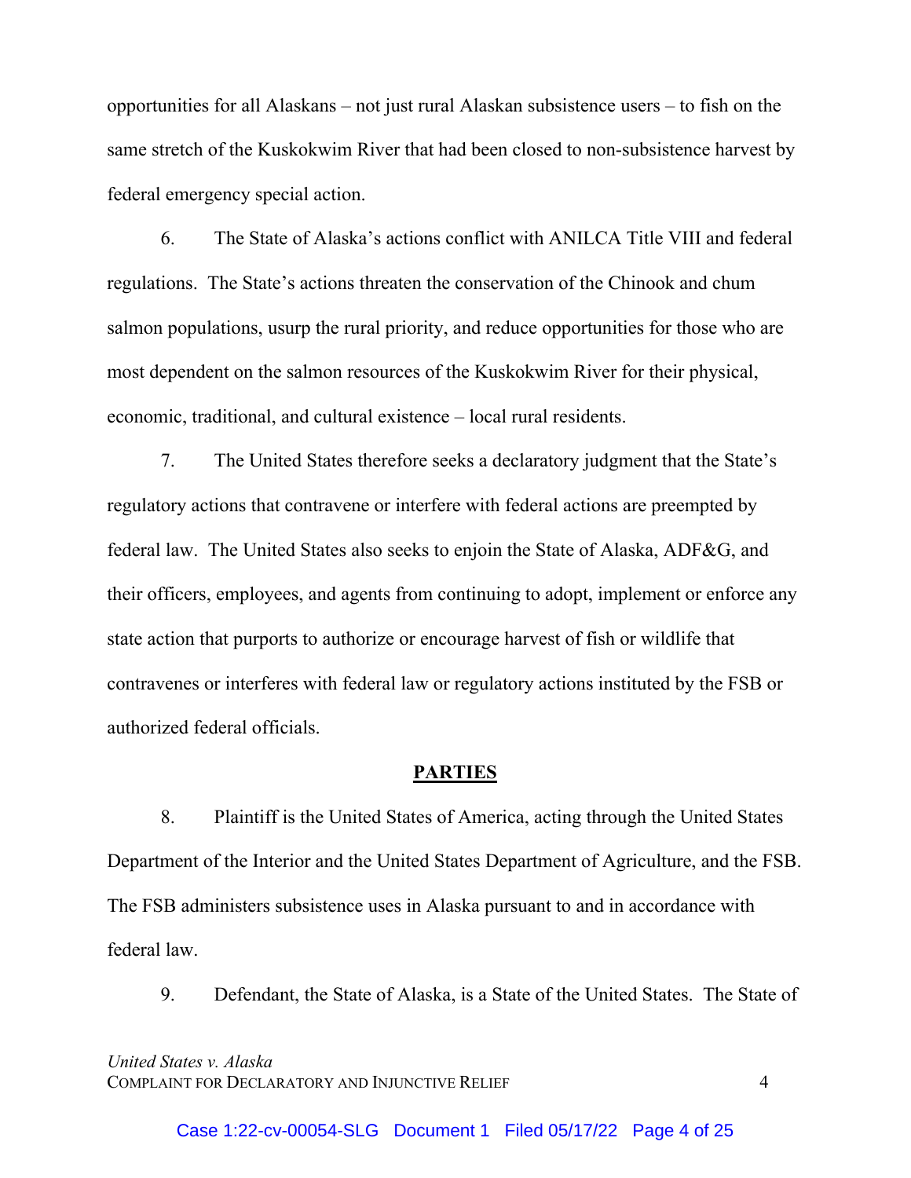opportunities for all Alaskans – not just rural Alaskan subsistence users – to fish on the same stretch of the Kuskokwim River that had been closed to non-subsistence harvest by federal emergency special action.

6. The State of Alaska's actions conflict with ANILCA Title VIII and federal regulations. The State's actions threaten the conservation of the Chinook and chum salmon populations, usurp the rural priority, and reduce opportunities for those who are most dependent on the salmon resources of the Kuskokwim River for their physical, economic, traditional, and cultural existence – local rural residents.

7. The United States therefore seeks a declaratory judgment that the State's regulatory actions that contravene or interfere with federal actions are preempted by federal law. The United States also seeks to enjoin the State of Alaska, ADF&G, and their officers, employees, and agents from continuing to adopt, implement or enforce any state action that purports to authorize or encourage harvest of fish or wildlife that contravenes or interferes with federal law or regulatory actions instituted by the FSB or authorized federal officials.

## PARTIES

8. Plaintiff is the United States of America, acting through the United States Department of the Interior and the United States Department of Agriculture, and the FSB. The FSB administers subsistence uses in Alaska pursuant to and in accordance with federal law.

9. Defendant, the State of Alaska, is a State of the United States. The State of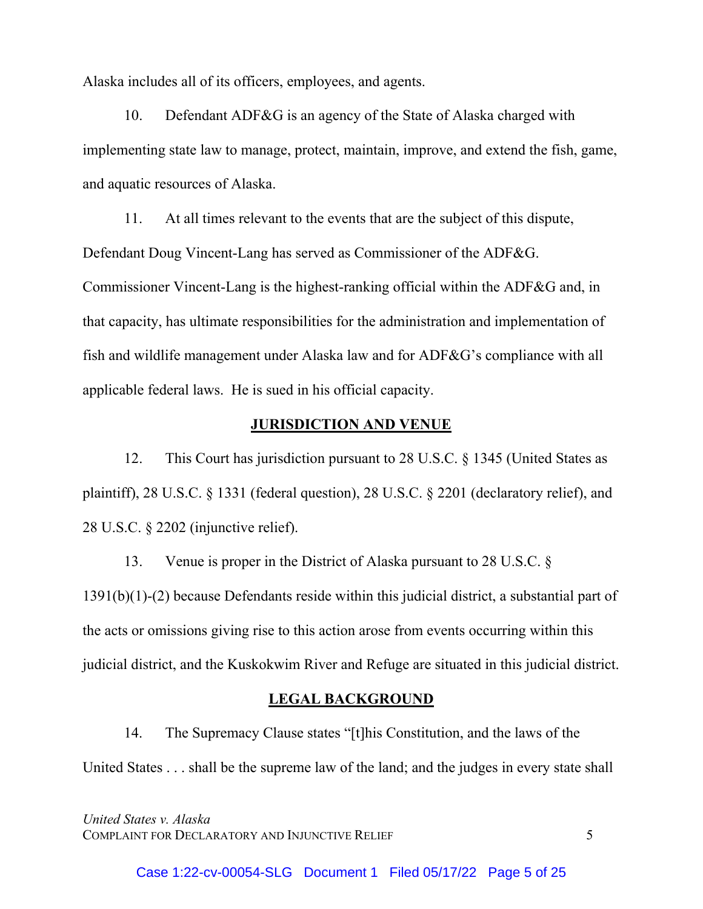Alaska includes all of its officers, employees, and agents.

10. Defendant ADF&G is an agency of the State of Alaska charged with implementing state law to manage, protect, maintain, improve, and extend the fish, game, and aquatic resources of Alaska.

11. At all times relevant to the events that are the subject of this dispute, Defendant Doug Vincent-Lang has served as Commissioner of the ADF&G. Commissioner Vincent-Lang is the highest-ranking official within the ADF&G and, in that capacity, has ultimate responsibilities for the administration and implementation of fish and wildlife management under Alaska law and for ADF&G's compliance with all applicable federal laws. He is sued in his official capacity.

## JURISDICTION AND VENUE

12. This Court has jurisdiction pursuant to 28 U.S.C. § 1345 (United States as plaintiff), 28 U.S.C. § 1331 (federal question), 28 U.S.C. § 2201 (declaratory relief), and 28 U.S.C. § 2202 (injunctive relief).

13. Venue is proper in the District of Alaska pursuant to 28 U.S.C. § 1391(b)(1)-(2) because Defendants reside within this judicial district, a substantial part of the acts or omissions giving rise to this action arose from events occurring within this judicial district, and the Kuskokwim River and Refuge are situated in this judicial district.

## LEGAL BACKGROUND

14. The Supremacy Clause states "[t]his Constitution, and the laws of the United States . . . shall be the supreme law of the land; and the judges in every state shall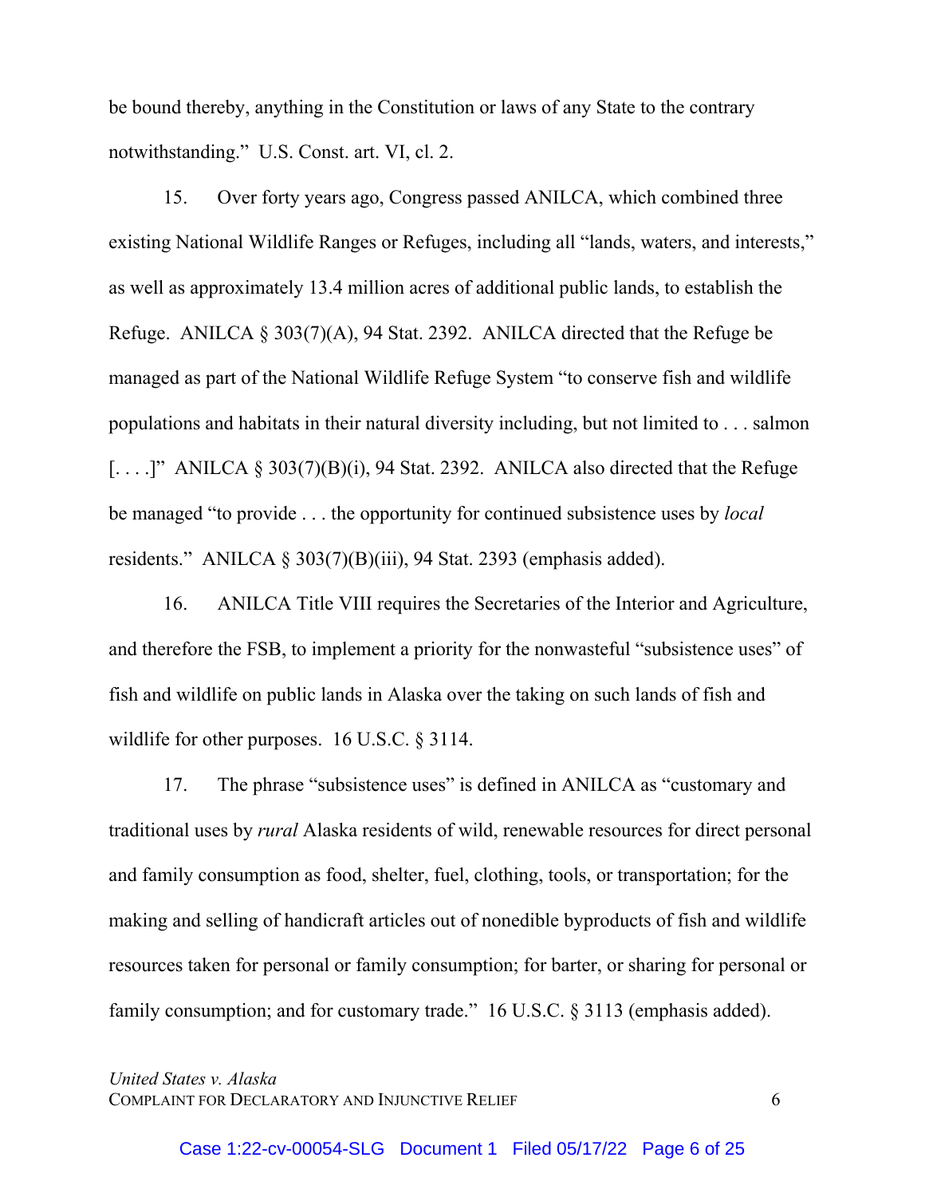be bound thereby, anything in the Constitution or laws of any State to the contrary notwithstanding." U.S. Const. art. VI, cl. 2.

15. Over forty years ago, Congress passed ANILCA, which combined three existing National Wildlife Ranges or Refuges, including all "lands, waters, and interests," as well as approximately 13.4 million acres of additional public lands, to establish the Refuge. ANILCA § 303(7)(A), 94 Stat. 2392. ANILCA directed that the Refuge be managed as part of the National Wildlife Refuge System "to conserve fish and wildlife populations and habitats in their natural diversity including, but not limited to . . . salmon [. . . .]" ANILCA § 303(7)(B)(i), 94 Stat. 2392. ANILCA also directed that the Refuge be managed "to provide . . . the opportunity for continued subsistence uses by *local* residents." ANILCA § 303(7)(B)(iii), 94 Stat. 2393 (emphasis added).

16. ANILCA Title VIII requires the Secretaries of the Interior and Agriculture, and therefore the FSB, to implement a priority for the nonwasteful "subsistence uses" of fish and wildlife on public lands in Alaska over the taking on such lands of fish and wildlife for other purposes. 16 U.S.C. § 3114.

17. The phrase "subsistence uses" is defined in ANILCA as "customary and traditional uses by *rural* Alaska residents of wild, renewable resources for direct personal and family consumption as food, shelter, fuel, clothing, tools, or transportation; for the making and selling of handicraft articles out of nonedible byproducts of fish and wildlife resources taken for personal or family consumption; for barter, or sharing for personal or family consumption; and for customary trade." 16 U.S.C. § 3113 (emphasis added).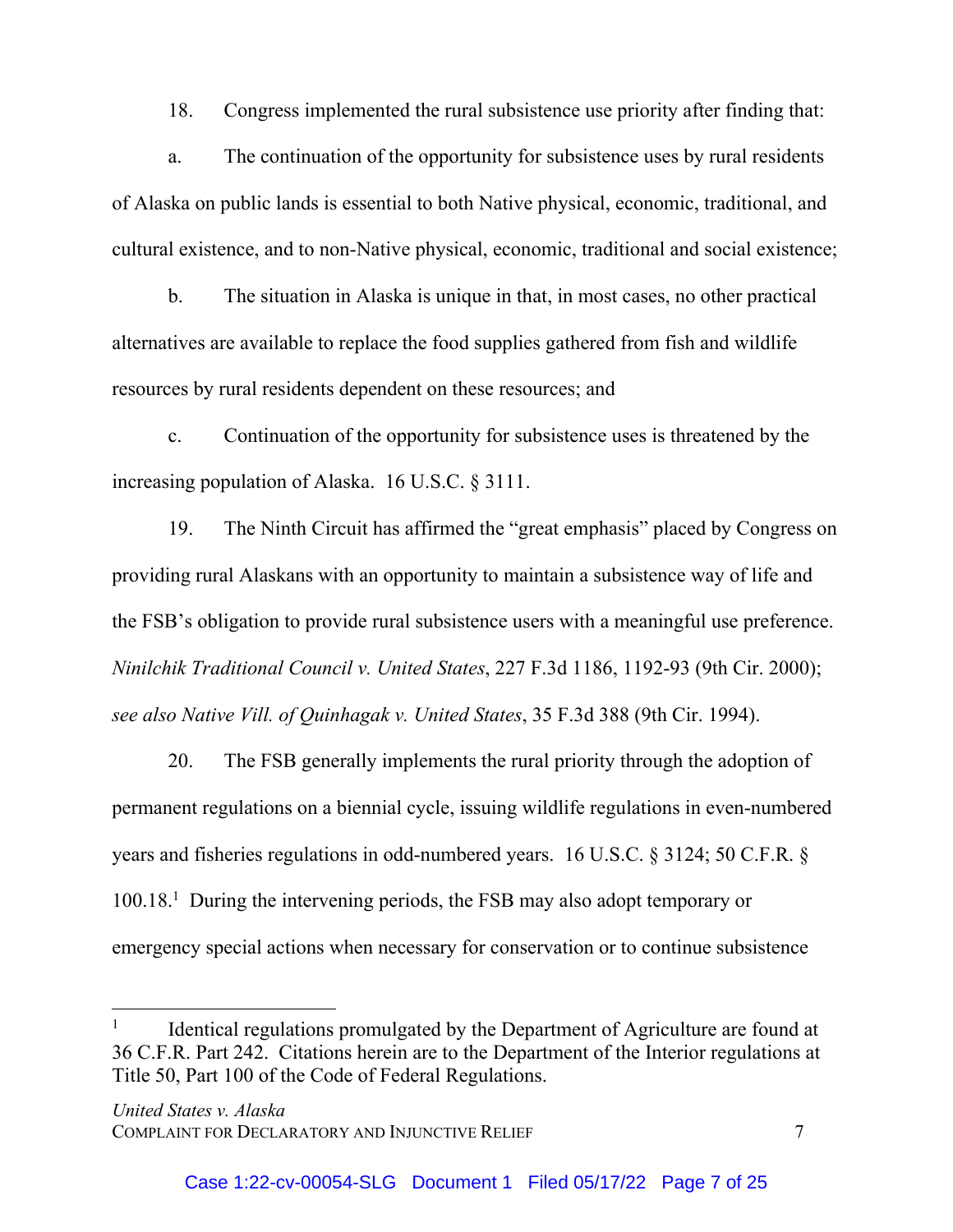18. Congress implemented the rural subsistence use priority after finding that:

a. The continuation of the opportunity for subsistence uses by rural residents of Alaska on public lands is essential to both Native physical, economic, traditional, and cultural existence, and to non-Native physical, economic, traditional and social existence;

b. The situation in Alaska is unique in that, in most cases, no other practical alternatives are available to replace the food supplies gathered from fish and wildlife resources by rural residents dependent on these resources; and

c. Continuation of the opportunity for subsistence uses is threatened by the increasing population of Alaska. 16 U.S.C. § 3111.

19. The Ninth Circuit has affirmed the "great emphasis" placed by Congress on providing rural Alaskans with an opportunity to maintain a subsistence way of life and the FSB's obligation to provide rural subsistence users with a meaningful use preference. *Ninilchik Traditional Council v. United States*, 227 F.3d 1186, 1192-93 (9th Cir. 2000); *see also Native Vill. of Quinhagak v. United States*, 35 F.3d 388 (9th Cir. 1994).

20. The FSB generally implements the rural priority through the adoption of permanent regulations on a biennial cycle, issuing wildlife regulations in even-numbered years and fisheries regulations in odd-numbered years. 16 U.S.C. § 3124; 50 C.F.R. § 100.18.[1] During the intervening periods, the FSB may also adopt temporary or emergency special actions when necessary for conservation or to continue subsistence

[1] Identical regulations promulgated by the Department of Agriculture are found at 36 C.F.R. Part 242. Citations herein are to the Department of the Interior regulations at Title 50, Part 100 of the Code of Federal Regulations.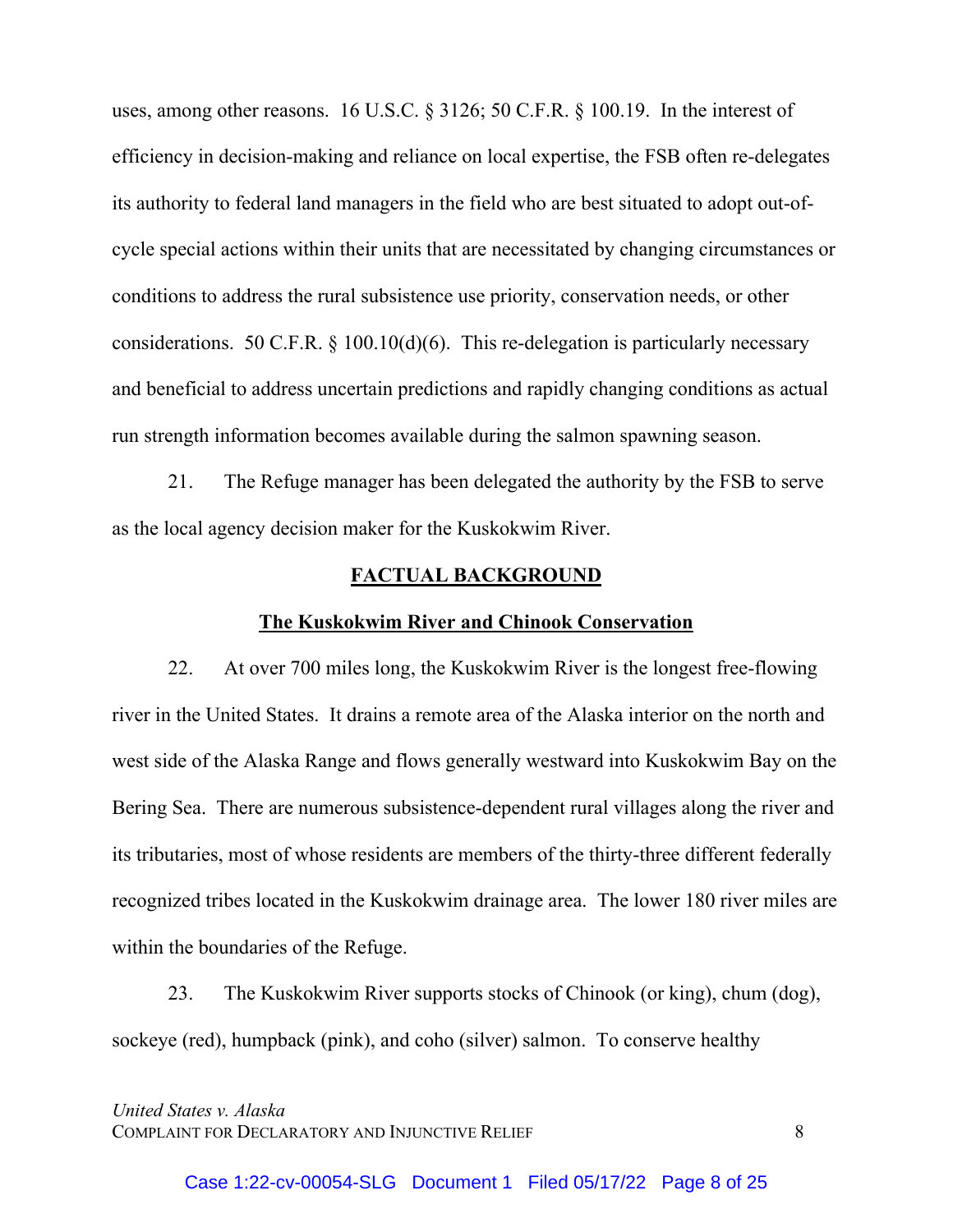uses, among other reasons. 16 U.S.C. § 3126; 50 C.F.R. § 100.19. In the interest of efficiency in decision-making and reliance on local expertise, the FSB often re-delegates its authority to federal land managers in the field who are best situated to adopt out-of-cycle special actions within their units that are necessitated by changing circumstances or conditions to address the rural subsistence use priority, conservation needs, or other considerations. 50 C.F.R. § 100.10(d)(6). This re-delegation is particularly necessary and beneficial to address uncertain predictions and rapidly changing conditions as actual run strength information becomes available during the salmon spawning season.

21. The Refuge manager has been delegated the authority by the FSB to serve as the local agency decision maker for the Kuskokwim River.

## FACTUAL BACKGROUND

### The Kuskokwim River and Chinook Conservation

22. At over 700 miles long, the Kuskokwim River is the longest free-flowing river in the United States. It drains a remote area of the Alaska interior on the north and west side of the Alaska Range and flows generally westward into Kuskokwim Bay on the Bering Sea. There are numerous subsistence-dependent rural villages along the river and its tributaries, most of whose residents are members of the thirty-three different federally recognized tribes located in the Kuskokwim drainage area. The lower 180 river miles are within the boundaries of the Refuge.

23. The Kuskokwim River supports stocks of Chinook (or king), chum (dog), sockeye (red), humpback (pink), and coho (silver) salmon. To conserve healthy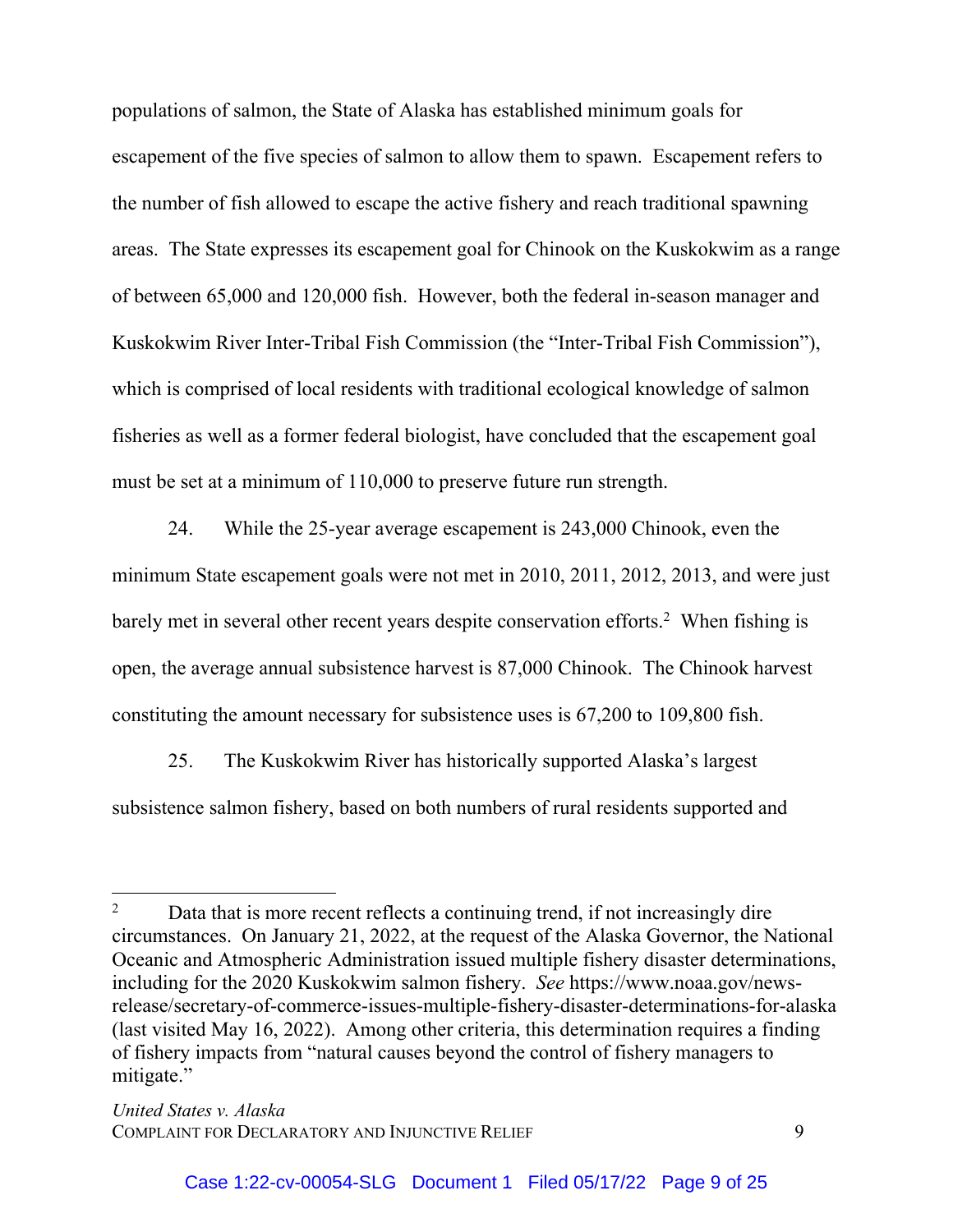populations of salmon, the State of Alaska has established minimum goals for escapement of the five species of salmon to allow them to spawn. Escapement refers to the number of fish allowed to escape the active fishery and reach traditional spawning areas. The State expresses its escapement goal for Chinook on the Kuskokwim as a range of between 65,000 and 120,000 fish. However, both the federal in-season manager and Kuskokwim River Inter-Tribal Fish Commission (the "Inter-Tribal Fish Commission"), which is comprised of local residents with traditional ecological knowledge of salmon fisheries as well as a former federal biologist, have concluded that the escapement goal must be set at a minimum of 110,000 to preserve future run strength.

24. While the 25-year average escapement is 243,000 Chinook, even the minimum State escapement goals were not met in 2010, 2011, 2012, 2013, and were just barely met in several other recent years despite conservation efforts.[2] When fishing is open, the average annual subsistence harvest is 87,000 Chinook. The Chinook harvest constituting the amount necessary for subsistence uses is 67,200 to 109,800 fish.

25. The Kuskokwim River has historically supported Alaska's largest subsistence salmon fishery, based on both numbers of rural residents supported and

---

[2] Data that is more recent reflects a continuing trend, if not increasingly dire circumstances. On January 21, 2022, at the request of the Alaska Governor, the National Oceanic and Atmospheric Administration issued multiple fishery disaster determinations, including for the 2020 Kuskokwim salmon fishery. *See* https://www.noaa.gov/news-release/secretary-of-commerce-issues-multiple-fishery-disaster-determinations-for-alaska (last visited May 16, 2022). Among other criteria, this determination requires a finding of fishery impacts from "natural causes beyond the control of fishery managers to mitigate."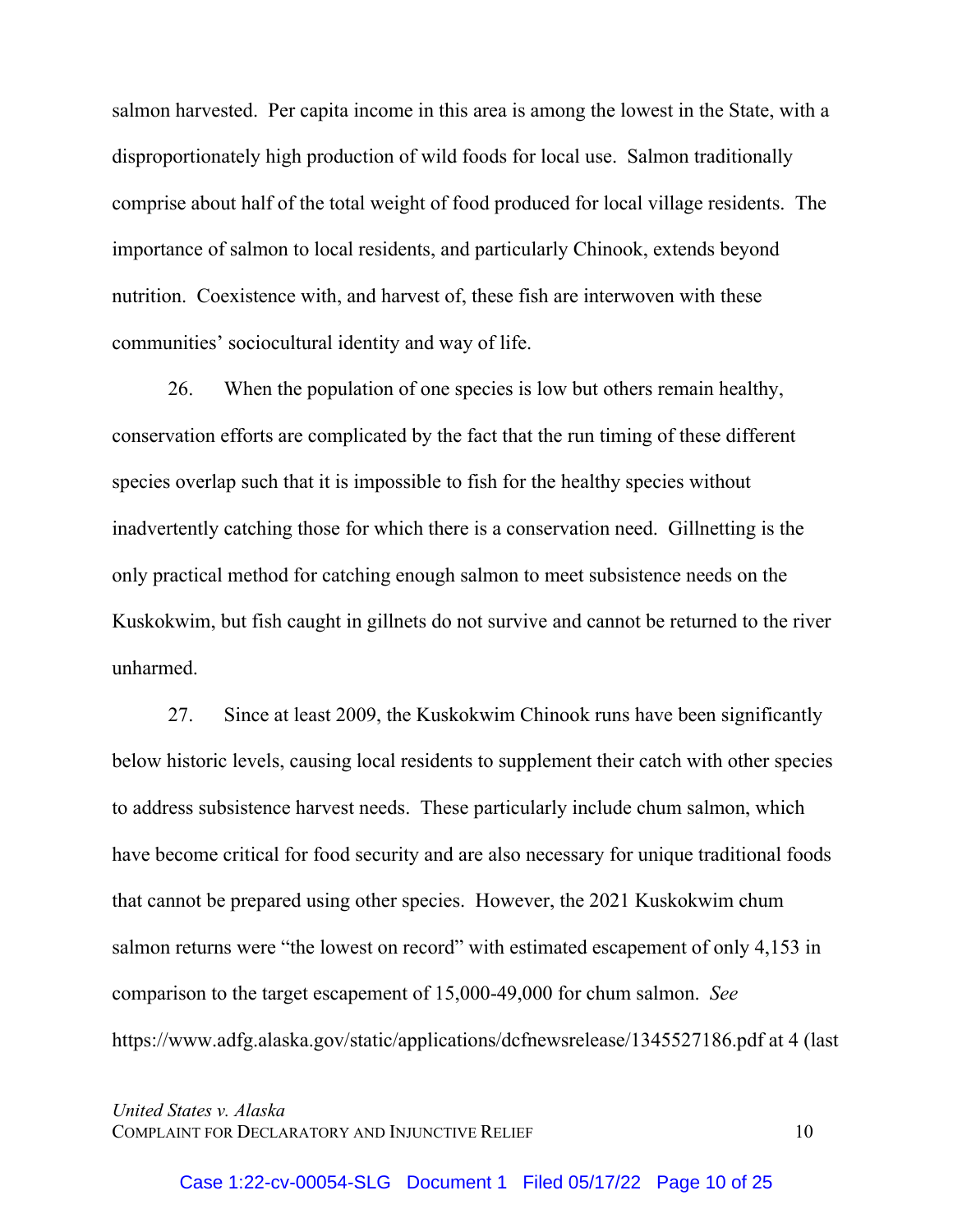salmon harvested. Per capita income in this area is among the lowest in the State, with a disproportionately high production of wild foods for local use. Salmon traditionally comprise about half of the total weight of food produced for local village residents. The importance of salmon to local residents, and particularly Chinook, extends beyond nutrition. Coexistence with, and harvest of, these fish are interwoven with these communities' sociocultural identity and way of life.

26. When the population of one species is low but others remain healthy, conservation efforts are complicated by the fact that the run timing of these different species overlap such that it is impossible to fish for the healthy species without inadvertently catching those for which there is a conservation need. Gillnetting is the only practical method for catching enough salmon to meet subsistence needs on the Kuskokwim, but fish caught in gillnets do not survive and cannot be returned to the river unharmed.

27. Since at least 2009, the Kuskokwim Chinook runs have been significantly below historic levels, causing local residents to supplement their catch with other species to address subsistence harvest needs. These particularly include chum salmon, which have become critical for food security and are also necessary for unique traditional foods that cannot be prepared using other species. However, the 2021 Kuskokwim chum salmon returns were "the lowest on record" with estimated escapement of only 4,153 in comparison to the target escapement of 15,000-49,000 for chum salmon. *See* https://www.adfg.alaska.gov/static/applications/dcfnewsrelease/1345527186.pdf at 4 (last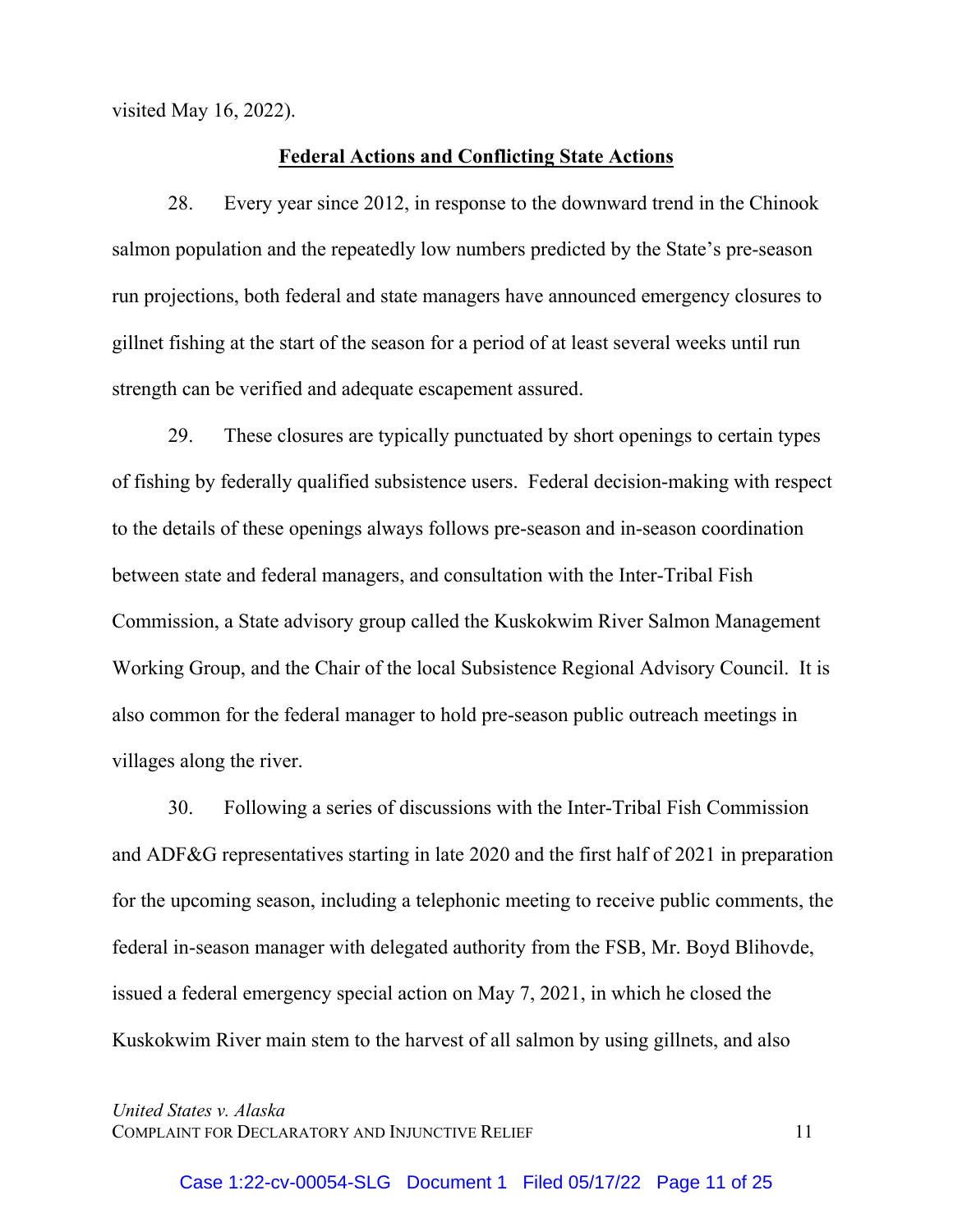visited May 16, 2022).

**Federal Actions and Conflicting State Actions**

28. Every year since 2012, in response to the downward trend in the Chinook salmon population and the repeatedly low numbers predicted by the State's pre-season run projections, both federal and state managers have announced emergency closures to gillnet fishing at the start of the season for a period of at least several weeks until run strength can be verified and adequate escapement assured.

29. These closures are typically punctuated by short openings to certain types of fishing by federally qualified subsistence users. Federal decision-making with respect to the details of these openings always follows pre-season and in-season coordination between state and federal managers, and consultation with the Inter-Tribal Fish Commission, a State advisory group called the Kuskokwim River Salmon Management Working Group, and the Chair of the local Subsistence Regional Advisory Council. It is also common for the federal manager to hold pre-season public outreach meetings in villages along the river.

30. Following a series of discussions with the Inter-Tribal Fish Commission and ADF&G representatives starting in late 2020 and the first half of 2021 in preparation for the upcoming season, including a telephonic meeting to receive public comments, the federal in-season manager with delegated authority from the FSB, Mr. Boyd Blihovde, issued a federal emergency special action on May 7, 2021, in which he closed the Kuskokwim River main stem to the harvest of all salmon by using gillnets, and also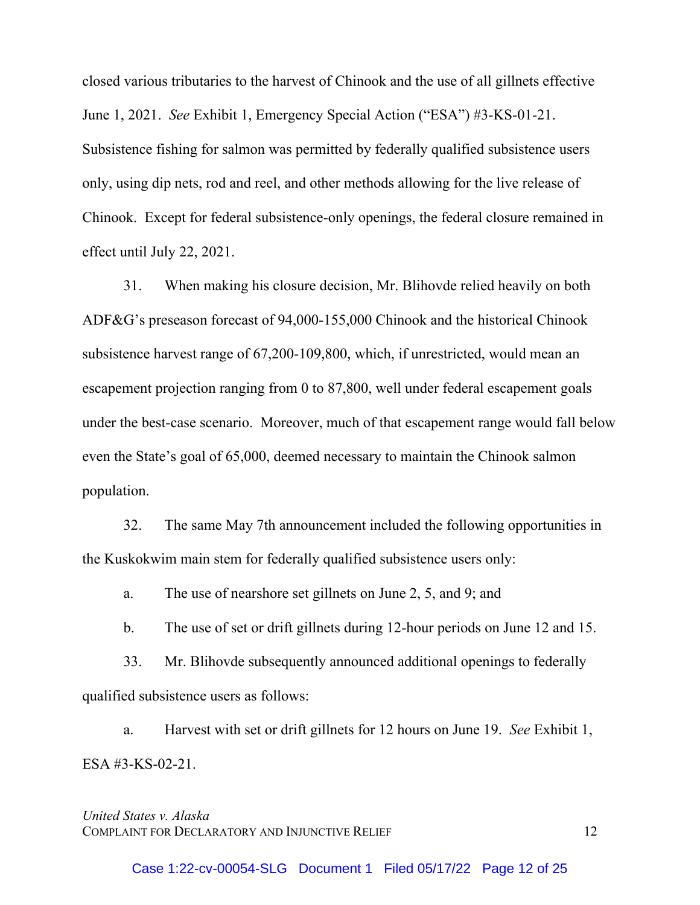closed various tributaries to the harvest of Chinook and the use of all gillnets effective June 1, 2021. *See* Exhibit 1, Emergency Special Action ("ESA") #3-KS-01-21. Subsistence fishing for salmon was permitted by federally qualified subsistence users only, using dip nets, rod and reel, and other methods allowing for the live release of Chinook. Except for federal subsistence-only openings, the federal closure remained in effect until July 22, 2021.

31. When making his closure decision, Mr. Blihovde relied heavily on both ADF&G's preseason forecast of 94,000-155,000 Chinook and the historical Chinook subsistence harvest range of 67,200-109,800, which, if unrestricted, would mean an escapement projection ranging from 0 to 87,800, well under federal escapement goals under the best-case scenario. Moreover, much of that escapement range would fall below even the State's goal of 65,000, deemed necessary to maintain the Chinook salmon population.

32. The same May 7th announcement included the following opportunities in the Kuskokwim main stem for federally qualified subsistence users only:

a. The use of nearshore set gillnets on June 2, 5, and 9; and

b. The use of set or drift gillnets during 12-hour periods on June 12 and 15.

33. Mr. Blihovde subsequently announced additional openings to federally qualified subsistence users as follows:

a. Harvest with set or drift gillnets for 12 hours on June 19. *See* Exhibit 1, ESA #3-KS-02-21.

*United States v. Alaska*
COMPLAINT FOR DECLARATORY AND INJUNCTIVE RELIEF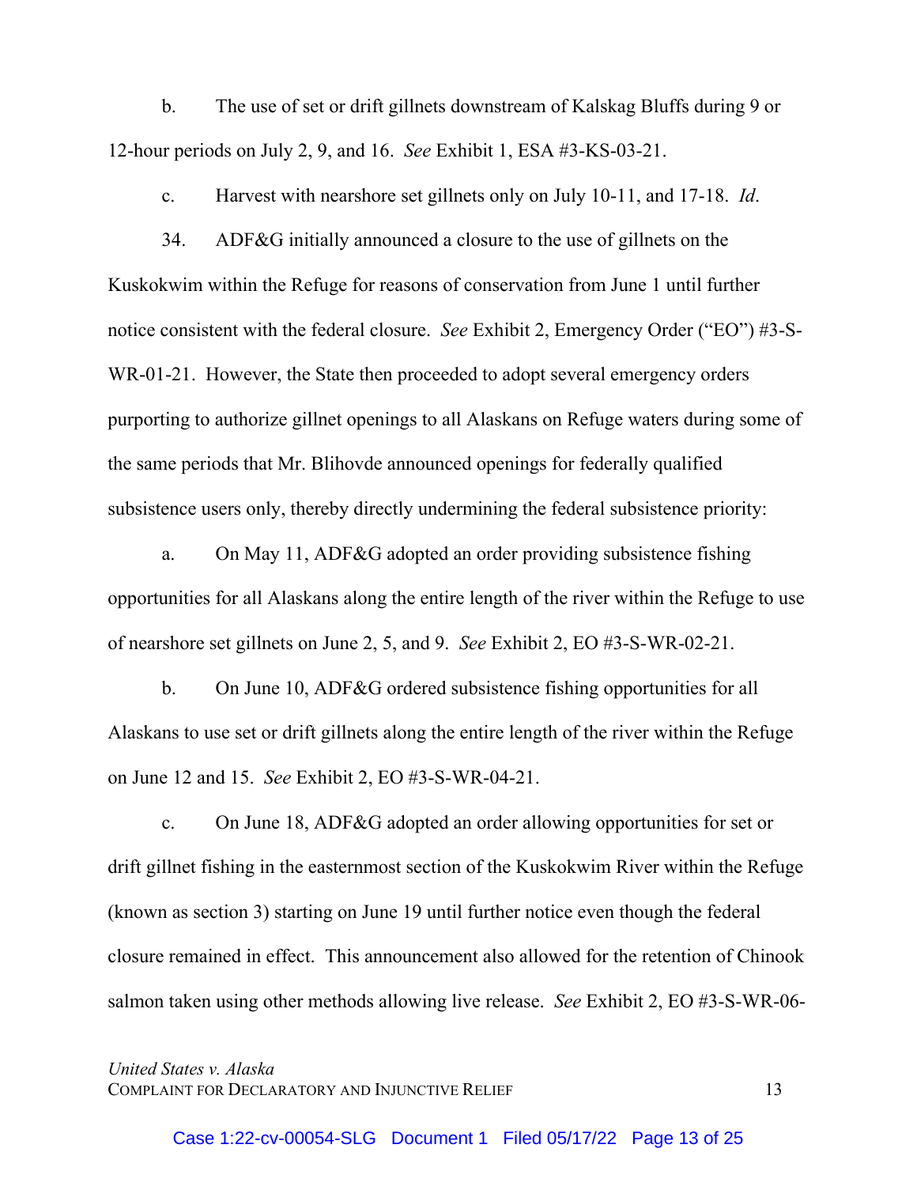b. The use of set or drift gillnets downstream of Kalskag Bluffs during 9 or 12-hour periods on July 2, 9, and 16. *See* Exhibit 1, ESA #3-KS-03-21.

c. Harvest with nearshore set gillnets only on July 10-11, and 17-18. *Id*.

34. ADF&G initially announced a closure to the use of gillnets on the Kuskokwim within the Refuge for reasons of conservation from June 1 until further notice consistent with the federal closure. *See* Exhibit 2, Emergency Order ("EO") #3-S-WR-01-21. However, the State then proceeded to adopt several emergency orders purporting to authorize gillnet openings to all Alaskans on Refuge waters during some of the same periods that Mr. Blihovde announced openings for federally qualified subsistence users only, thereby directly undermining the federal subsistence priority:

a. On May 11, ADF&G adopted an order providing subsistence fishing opportunities for all Alaskans along the entire length of the river within the Refuge to use of nearshore set gillnets on June 2, 5, and 9. *See* Exhibit 2, EO #3-S-WR-02-21.

b. On June 10, ADF&G ordered subsistence fishing opportunities for all Alaskans to use set or drift gillnets along the entire length of the river within the Refuge on June 12 and 15. *See* Exhibit 2, EO #3-S-WR-04-21.

c. On June 18, ADF&G adopted an order allowing opportunities for set or drift gillnet fishing in the easternmost section of the Kuskokwim River within the Refuge (known as section 3) starting on June 19 until further notice even though the federal closure remained in effect. This announcement also allowed for the retention of Chinook salmon taken using other methods allowing live release. *See* Exhibit 2, EO #3-S-WR-06-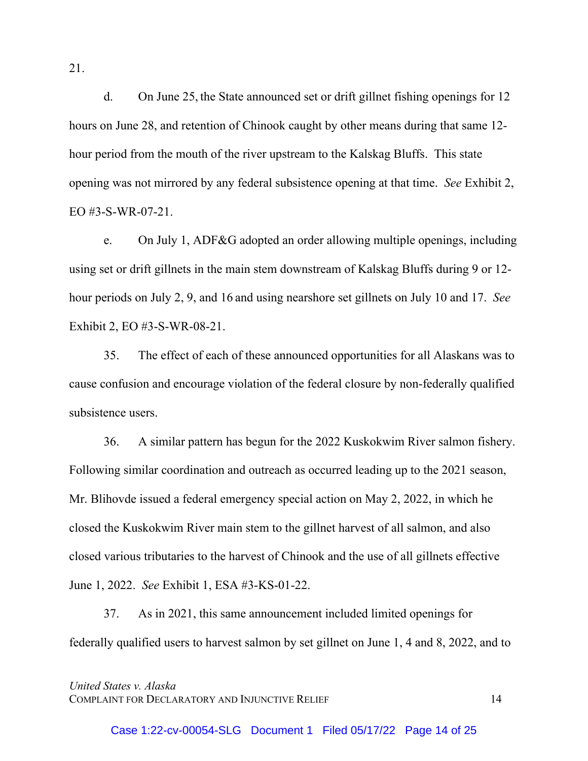21.

d. On June 25, the State announced set or drift gillnet fishing openings for 12 hours on June 28, and retention of Chinook caught by other means during that same 12-hour period from the mouth of the river upstream to the Kalskag Bluffs. This state opening was not mirrored by any federal subsistence opening at that time. *See* Exhibit 2, EO #3-S-WR-07-21.

e. On July 1, ADF&G adopted an order allowing multiple openings, including using set or drift gillnets in the main stem downstream of Kalskag Bluffs during 9 or 12-hour periods on July 2, 9, and 16 and using nearshore set gillnets on July 10 and 17. *See* Exhibit 2, EO #3-S-WR-08-21.

35. The effect of each of these announced opportunities for all Alaskans was to cause confusion and encourage violation of the federal closure by non-federally qualified subsistence users.

36. A similar pattern has begun for the 2022 Kuskokwim River salmon fishery. Following similar coordination and outreach as occurred leading up to the 2021 season, Mr. Blihovde issued a federal emergency special action on May 2, 2022, in which he closed the Kuskokwim River main stem to the gillnet harvest of all salmon, and also closed various tributaries to the harvest of Chinook and the use of all gillnets effective June 1, 2022. *See* Exhibit 1, ESA #3-KS-01-22.

37. As in 2021, this same announcement included limited openings for federally qualified users to harvest salmon by set gillnet on June 1, 4 and 8, 2022, and to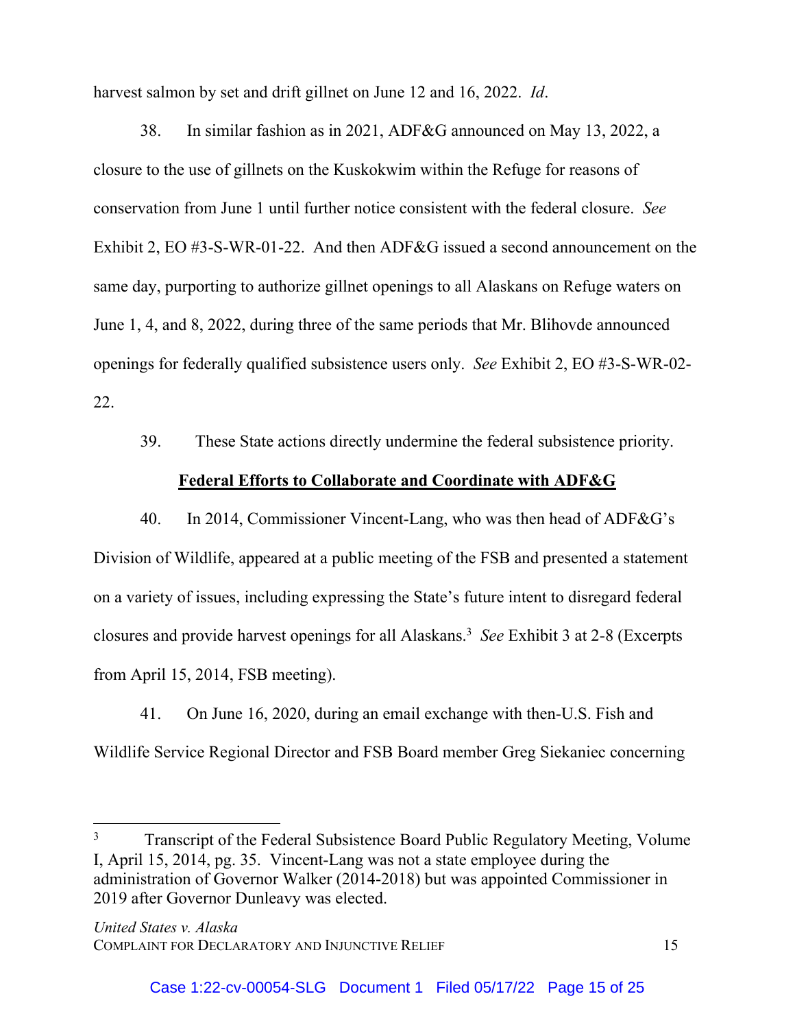harvest salmon by set and drift gillnet on June 12 and 16, 2022. *Id*.

38. In similar fashion as in 2021, ADF&G announced on May 13, 2022, a closure to the use of gillnets on the Kuskokwim within the Refuge for reasons of conservation from June 1 until further notice consistent with the federal closure. *See* Exhibit 2, EO #3-S-WR-01-22. And then ADF&G issued a second announcement on the same day, purporting to authorize gillnet openings to all Alaskans on Refuge waters on June 1, 4, and 8, 2022, during three of the same periods that Mr. Blihovde announced openings for federally qualified subsistence users only. *See* Exhibit 2, EO #3-S-WR-02-22.

39. These State actions directly undermine the federal subsistence priority.

**Federal Efforts to Collaborate and Coordinate with ADF&G**

40. In 2014, Commissioner Vincent-Lang, who was then head of ADF&G's Division of Wildlife, appeared at a public meeting of the FSB and presented a statement on a variety of issues, including expressing the State's future intent to disregard federal closures and provide harvest openings for all Alaskans.[3] *See* Exhibit 3 at 2-8 (Excerpts from April 15, 2014, FSB meeting).

41. On June 16, 2020, during an email exchange with then-U.S. Fish and Wildlife Service Regional Director and FSB Board member Greg Siekaniec concerning

---

[3] Transcript of the Federal Subsistence Board Public Regulatory Meeting, Volume I, April 15, 2014, pg. 35. Vincent-Lang was not a state employee during the administration of Governor Walker (2014-2018) but was appointed Commissioner in 2019 after Governor Dunleavy was elected.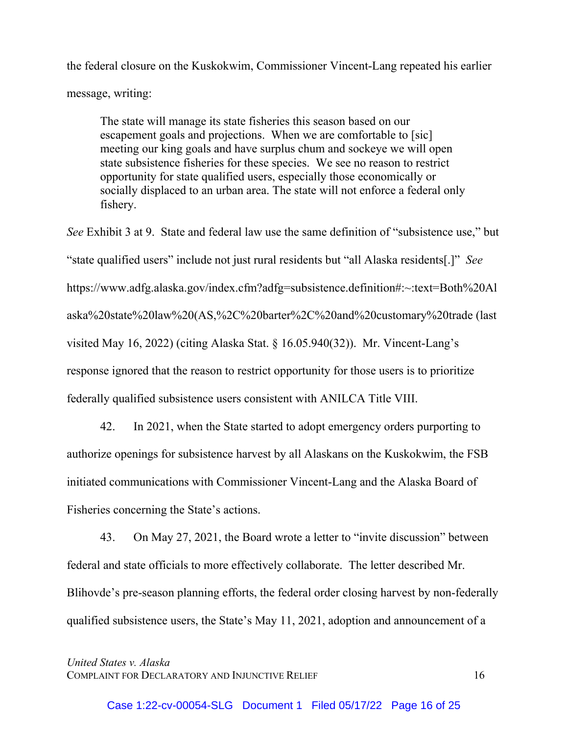the federal closure on the Kuskokwim, Commissioner Vincent-Lang repeated his earlier message, writing:

> The state will manage its state fisheries this season based on our escapement goals and projections. When we are comfortable to [sic] meeting our king goals and have surplus chum and sockeye we will open state subsistence fisheries for these species. We see no reason to restrict opportunity for state qualified users, especially those economically or socially displaced to an urban area. The state will not enforce a federal only fishery.

*See* Exhibit 3 at 9. State and federal law use the same definition of "subsistence use," but "state qualified users" include not just rural residents but "all Alaska residents[.]" *See* https://www.adfg.alaska.gov/index.cfm?adfg=subsistence.definition#:~:text=Both%20Alaska%20state%20law%20(AS,%2C%20barter%2C%20and%20customary%20trade (last visited May 16, 2022) (citing Alaska Stat. § 16.05.940(32)). Mr. Vincent-Lang's response ignored that the reason to restrict opportunity for those users is to prioritize federally qualified subsistence users consistent with ANILCA Title VIII.

42. In 2021, when the State started to adopt emergency orders purporting to authorize openings for subsistence harvest by all Alaskans on the Kuskokwim, the FSB initiated communications with Commissioner Vincent-Lang and the Alaska Board of Fisheries concerning the State's actions.

43. On May 27, 2021, the Board wrote a letter to "invite discussion" between federal and state officials to more effectively collaborate. The letter described Mr. Blihovde's pre-season planning efforts, the federal order closing harvest by non-federally qualified subsistence users, the State's May 11, 2021, adoption and announcement of a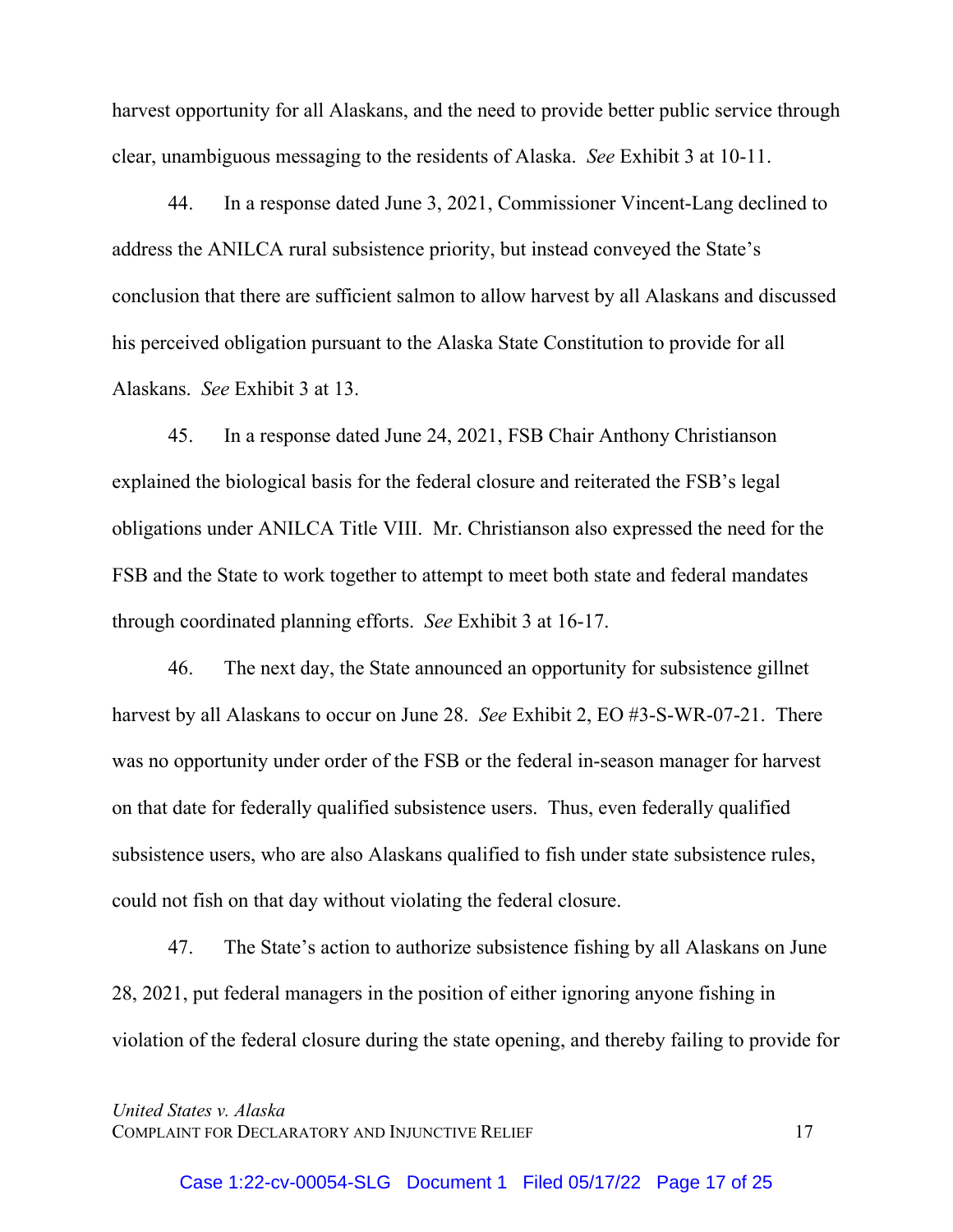harvest opportunity for all Alaskans, and the need to provide better public service through clear, unambiguous messaging to the residents of Alaska. *See* Exhibit 3 at 10-11.

44. In a response dated June 3, 2021, Commissioner Vincent-Lang declined to address the ANILCA rural subsistence priority, but instead conveyed the State's conclusion that there are sufficient salmon to allow harvest by all Alaskans and discussed his perceived obligation pursuant to the Alaska State Constitution to provide for all Alaskans. *See* Exhibit 3 at 13.

45. In a response dated June 24, 2021, FSB Chair Anthony Christianson explained the biological basis for the federal closure and reiterated the FSB's legal obligations under ANILCA Title VIII. Mr. Christianson also expressed the need for the FSB and the State to work together to attempt to meet both state and federal mandates through coordinated planning efforts. *See* Exhibit 3 at 16-17.

46. The next day, the State announced an opportunity for subsistence gillnet harvest by all Alaskans to occur on June 28. *See* Exhibit 2, EO #3-S-WR-07-21. There was no opportunity under order of the FSB or the federal in-season manager for harvest on that date for federally qualified subsistence users. Thus, even federally qualified subsistence users, who are also Alaskans qualified to fish under state subsistence rules, could not fish on that day without violating the federal closure.

47. The State's action to authorize subsistence fishing by all Alaskans on June 28, 2021, put federal managers in the position of either ignoring anyone fishing in violation of the federal closure during the state opening, and thereby failing to provide for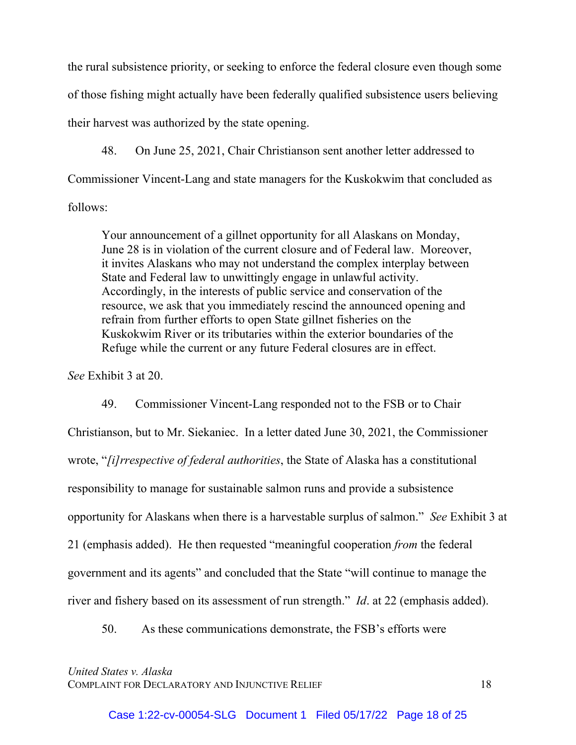the rural subsistence priority, or seeking to enforce the federal closure even though some of those fishing might actually have been federally qualified subsistence users believing their harvest was authorized by the state opening.

48. On June 25, 2021, Chair Christianson sent another letter addressed to Commissioner Vincent-Lang and state managers for the Kuskokwim that concluded as follows:

> Your announcement of a gillnet opportunity for all Alaskans on Monday, June 28 is in violation of the current closure and of Federal law. Moreover, it invites Alaskans who may not understand the complex interplay between State and Federal law to unwittingly engage in unlawful activity. Accordingly, in the interests of public service and conservation of the resource, we ask that you immediately rescind the announced opening and refrain from further efforts to open State gillnet fisheries on the Kuskokwim River or its tributaries within the exterior boundaries of the Refuge while the current or any future Federal closures are in effect.

*See* Exhibit 3 at 20.

49. Commissioner Vincent-Lang responded not to the FSB or to Chair Christianson, but to Mr. Siekaniec. In a letter dated June 30, 2021, the Commissioner wrote, "*[i]rrespective of federal authorities*, the State of Alaska has a constitutional responsibility to manage for sustainable salmon runs and provide a subsistence opportunity for Alaskans when there is a harvestable surplus of salmon." *See* Exhibit 3 at 21 (emphasis added). He then requested "meaningful cooperation *from* the federal government and its agents" and concluded that the State "will continue to manage the river and fishery based on its assessment of run strength." *Id*. at 22 (emphasis added).

50. As these communications demonstrate, the FSB's efforts were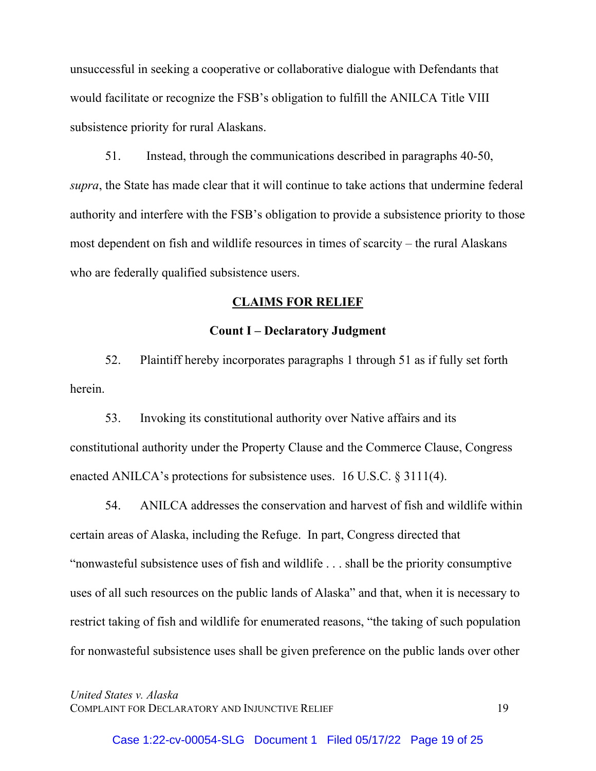unsuccessful in seeking a cooperative or collaborative dialogue with Defendants that would facilitate or recognize the FSB's obligation to fulfill the ANILCA Title VIII subsistence priority for rural Alaskans.

51. Instead, through the communications described in paragraphs 40-50, *supra*, the State has made clear that it will continue to take actions that undermine federal authority and interfere with the FSB's obligation to provide a subsistence priority to those most dependent on fish and wildlife resources in times of scarcity – the rural Alaskans who are federally qualified subsistence users.

## CLAIMS FOR RELIEF

### Count I – Declaratory Judgment

52. Plaintiff hereby incorporates paragraphs 1 through 51 as if fully set forth herein.

53. Invoking its constitutional authority over Native affairs and its constitutional authority under the Property Clause and the Commerce Clause, Congress enacted ANILCA's protections for subsistence uses. 16 U.S.C. § 3111(4).

54. ANILCA addresses the conservation and harvest of fish and wildlife within certain areas of Alaska, including the Refuge. In part, Congress directed that "nonwasteful subsistence uses of fish and wildlife . . . shall be the priority consumptive uses of all such resources on the public lands of Alaska" and that, when it is necessary to restrict taking of fish and wildlife for enumerated reasons, "the taking of such population for nonwasteful subsistence uses shall be given preference on the public lands over other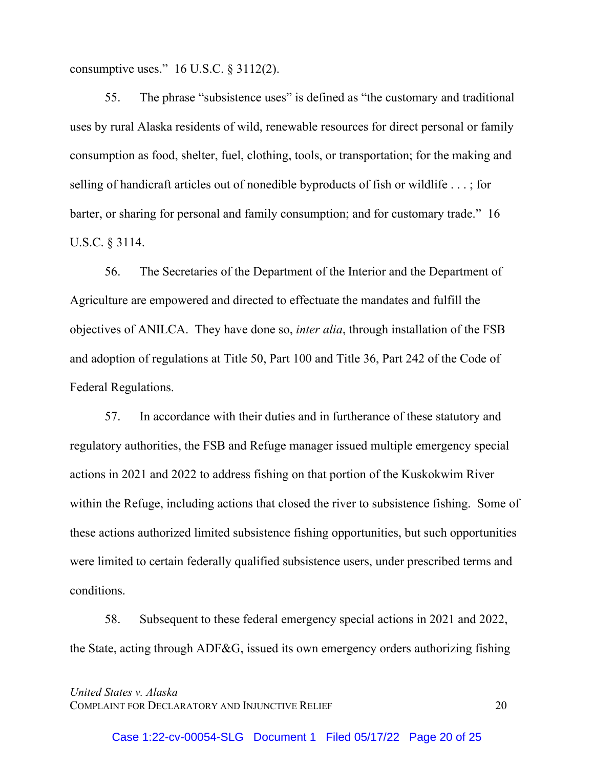consumptive uses." 16 U.S.C. § 3112(2).

55. The phrase "subsistence uses" is defined as "the customary and traditional uses by rural Alaska residents of wild, renewable resources for direct personal or family consumption as food, shelter, fuel, clothing, tools, or transportation; for the making and selling of handicraft articles out of nonedible byproducts of fish or wildlife . . . ; for barter, or sharing for personal and family consumption; and for customary trade." 16 U.S.C. § 3114.

56. The Secretaries of the Department of the Interior and the Department of Agriculture are empowered and directed to effectuate the mandates and fulfill the objectives of ANILCA. They have done so, *inter alia*, through installation of the FSB and adoption of regulations at Title 50, Part 100 and Title 36, Part 242 of the Code of Federal Regulations.

57. In accordance with their duties and in furtherance of these statutory and regulatory authorities, the FSB and Refuge manager issued multiple emergency special actions in 2021 and 2022 to address fishing on that portion of the Kuskokwim River within the Refuge, including actions that closed the river to subsistence fishing. Some of these actions authorized limited subsistence fishing opportunities, but such opportunities were limited to certain federally qualified subsistence users, under prescribed terms and conditions.

58. Subsequent to these federal emergency special actions in 2021 and 2022, the State, acting through ADF&G, issued its own emergency orders authorizing fishing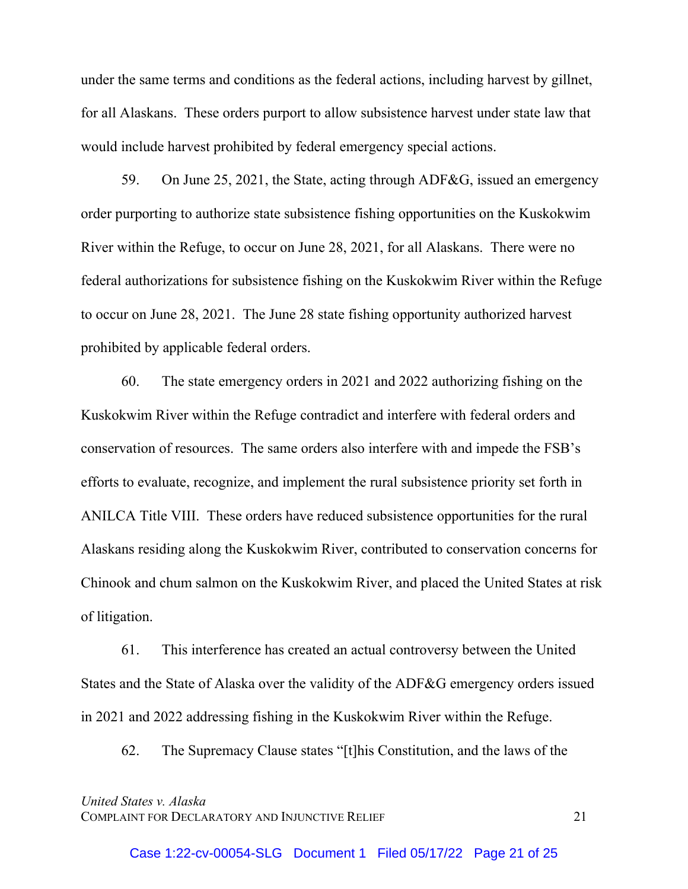under the same terms and conditions as the federal actions, including harvest by gillnet, for all Alaskans. These orders purport to allow subsistence harvest under state law that would include harvest prohibited by federal emergency special actions.

59. On June 25, 2021, the State, acting through ADF&G, issued an emergency order purporting to authorize state subsistence fishing opportunities on the Kuskokwim River within the Refuge, to occur on June 28, 2021, for all Alaskans. There were no federal authorizations for subsistence fishing on the Kuskokwim River within the Refuge to occur on June 28, 2021. The June 28 state fishing opportunity authorized harvest prohibited by applicable federal orders.

60. The state emergency orders in 2021 and 2022 authorizing fishing on the Kuskokwim River within the Refuge contradict and interfere with federal orders and conservation of resources. The same orders also interfere with and impede the FSB's efforts to evaluate, recognize, and implement the rural subsistence priority set forth in ANILCA Title VIII. These orders have reduced subsistence opportunities for the rural Alaskans residing along the Kuskokwim River, contributed to conservation concerns for Chinook and chum salmon on the Kuskokwim River, and placed the United States at risk of litigation.

61. This interference has created an actual controversy between the United States and the State of Alaska over the validity of the ADF&G emergency orders issued in 2021 and 2022 addressing fishing in the Kuskokwim River within the Refuge.

62. The Supremacy Clause states "[t]his Constitution, and the laws of the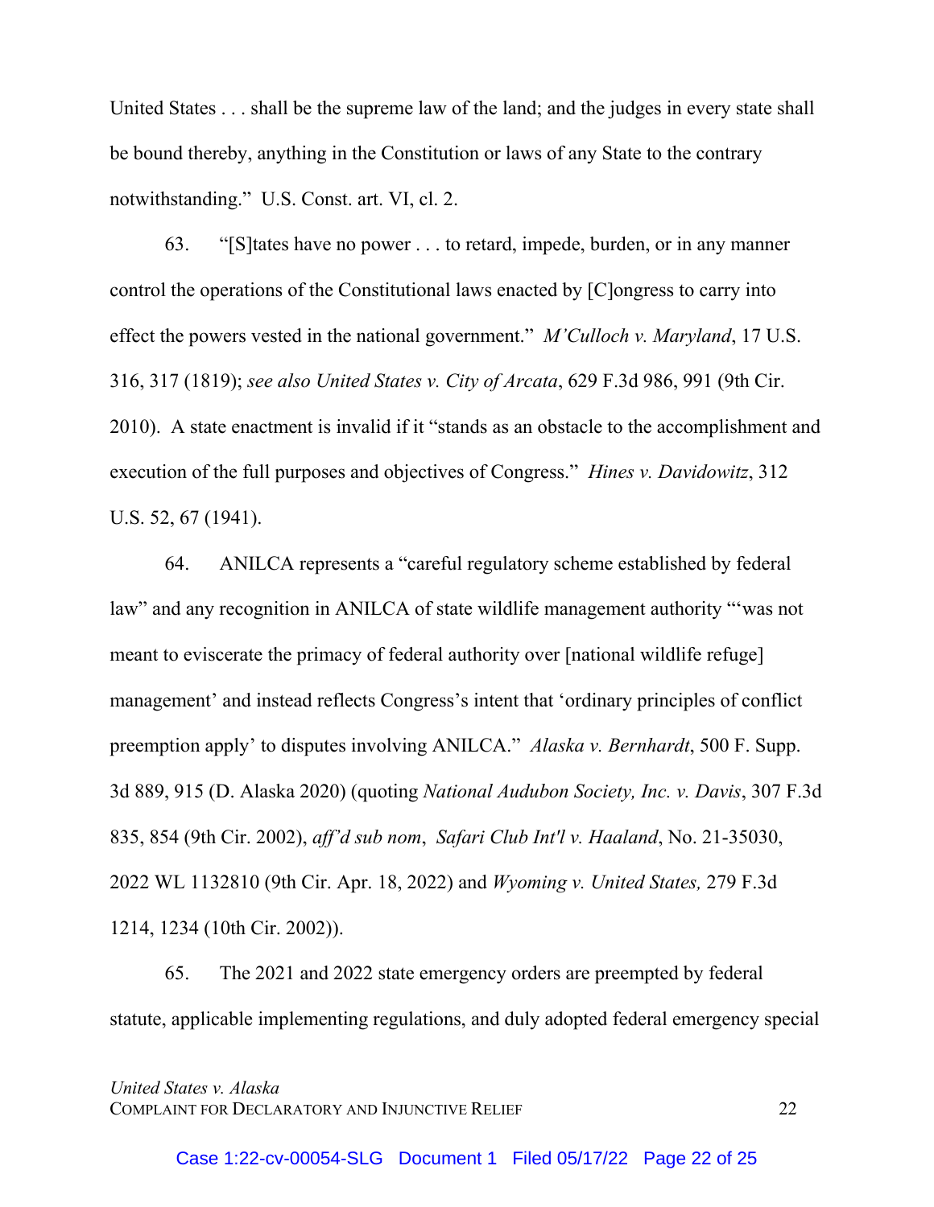United States . . . shall be the supreme law of the land; and the judges in every state shall be bound thereby, anything in the Constitution or laws of any State to the contrary notwithstanding." U.S. Const. art. VI, cl. 2.

63. "[S]tates have no power . . . to retard, impede, burden, or in any manner control the operations of the Constitutional laws enacted by [C]ongress to carry into effect the powers vested in the national government." *M'Culloch v. Maryland*, 17 U.S. 316, 317 (1819); *see also United States v. City of Arcata*, 629 F.3d 986, 991 (9th Cir. 2010). A state enactment is invalid if it "stands as an obstacle to the accomplishment and execution of the full purposes and objectives of Congress." *Hines v. Davidowitz*, 312 U.S. 52, 67 (1941).

64. ANILCA represents a "careful regulatory scheme established by federal law" and any recognition in ANILCA of state wildlife management authority "'was not meant to eviscerate the primacy of federal authority over [national wildlife refuge] management' and instead reflects Congress's intent that 'ordinary principles of conflict preemption apply' to disputes involving ANILCA." *Alaska v. Bernhardt*, 500 F. Supp. 3d 889, 915 (D. Alaska 2020) (quoting *National Audubon Society, Inc. v. Davis*, 307 F.3d 835, 854 (9th Cir. 2002), *aff'd sub nom*, *Safari Club Int'l v. Haaland*, No. 21-35030, 2022 WL 1132810 (9th Cir. Apr. 18, 2022) and *Wyoming v. United States,* 279 F.3d 1214, 1234 (10th Cir. 2002)).

65. The 2021 and 2022 state emergency orders are preempted by federal statute, applicable implementing regulations, and duly adopted federal emergency special

*United States v. Alaska*
COMPLAINT FOR DECLARATORY AND INJUNCTIVE RELIEF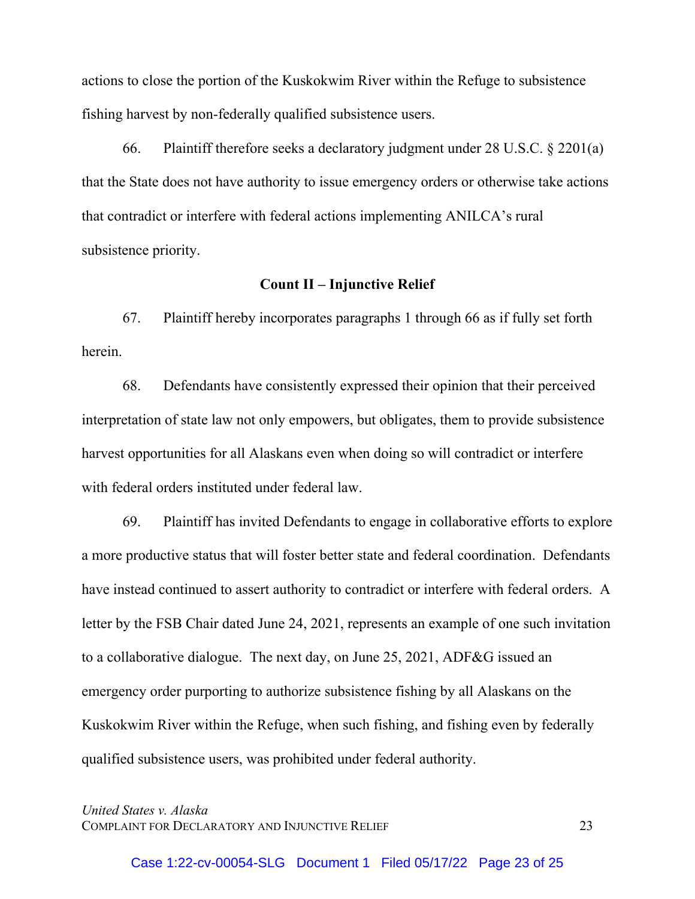actions to close the portion of the Kuskokwim River within the Refuge to subsistence fishing harvest by non-federally qualified subsistence users.

66. Plaintiff therefore seeks a declaratory judgment under 28 U.S.C. § 2201(a) that the State does not have authority to issue emergency orders or otherwise take actions that contradict or interfere with federal actions implementing ANILCA's rural subsistence priority.

**Count II – Injunctive Relief**

67. Plaintiff hereby incorporates paragraphs 1 through 66 as if fully set forth herein.

68. Defendants have consistently expressed their opinion that their perceived interpretation of state law not only empowers, but obligates, them to provide subsistence harvest opportunities for all Alaskans even when doing so will contradict or interfere with federal orders instituted under federal law.

69. Plaintiff has invited Defendants to engage in collaborative efforts to explore a more productive status that will foster better state and federal coordination. Defendants have instead continued to assert authority to contradict or interfere with federal orders. A letter by the FSB Chair dated June 24, 2021, represents an example of one such invitation to a collaborative dialogue. The next day, on June 25, 2021, ADF&G issued an emergency order purporting to authorize subsistence fishing by all Alaskans on the Kuskokwim River within the Refuge, when such fishing, and fishing even by federally qualified subsistence users, was prohibited under federal authority.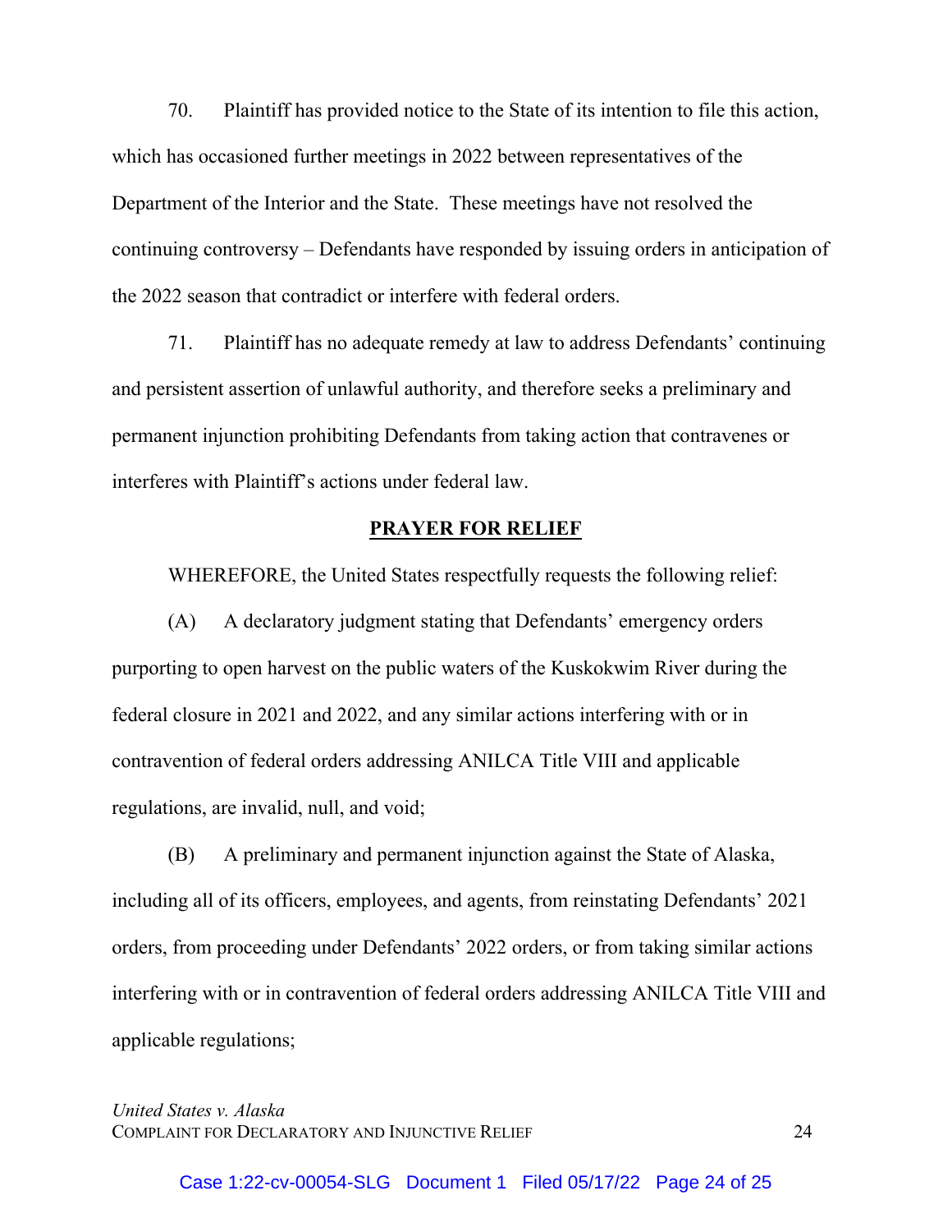70. Plaintiff has provided notice to the State of its intention to file this action, which has occasioned further meetings in 2022 between representatives of the Department of the Interior and the State. These meetings have not resolved the continuing controversy – Defendants have responded by issuing orders in anticipation of the 2022 season that contradict or interfere with federal orders.

71. Plaintiff has no adequate remedy at law to address Defendants' continuing and persistent assertion of unlawful authority, and therefore seeks a preliminary and permanent injunction prohibiting Defendants from taking action that contravenes or interferes with Plaintiff's actions under federal law.

## PRAYER FOR RELIEF

WHEREFORE, the United States respectfully requests the following relief:

(A) A declaratory judgment stating that Defendants' emergency orders purporting to open harvest on the public waters of the Kuskokwim River during the federal closure in 2021 and 2022, and any similar actions interfering with or in contravention of federal orders addressing ANILCA Title VIII and applicable regulations, are invalid, null, and void;

(B) A preliminary and permanent injunction against the State of Alaska, including all of its officers, employees, and agents, from reinstating Defendants' 2021 orders, from proceeding under Defendants' 2022 orders, or from taking similar actions interfering with or in contravention of federal orders addressing ANILCA Title VIII and applicable regulations;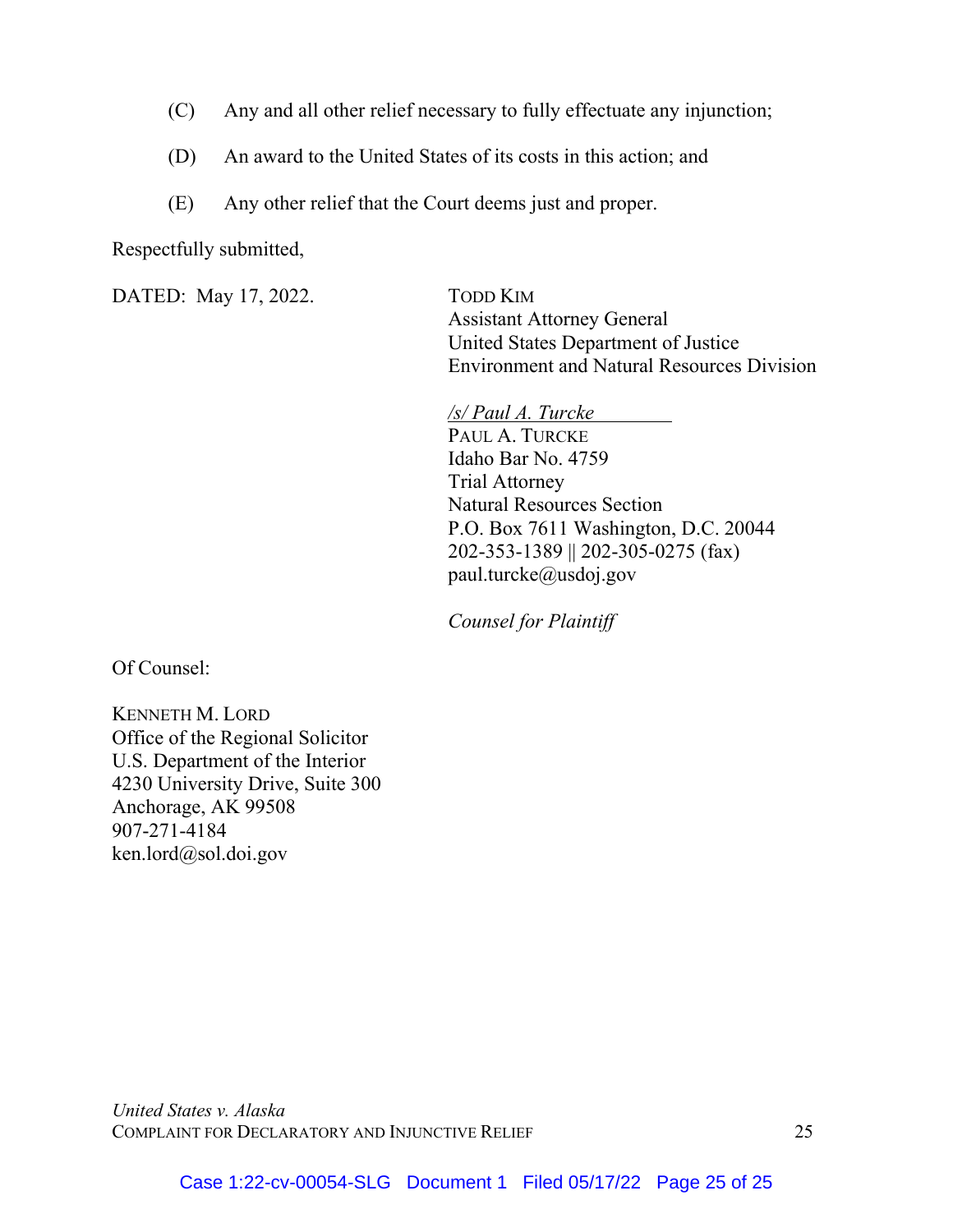(C) Any and all other relief necessary to fully effectuate any injunction;

(D) An award to the United States of its costs in this action; and

(E) Any other relief that the Court deems just and proper.

Respectfully submitted,

DATED: May 17, 2022.

TODD KIM  
Assistant Attorney General  
United States Department of Justice  
Environment and Natural Resources Division

*/s/ Paul A. Turcke*  
PAUL A. TURCKE  
Idaho Bar No. 4759  
Trial Attorney  
Natural Resources Section  
P.O. Box 7611 Washington, D.C. 20044  
202-353-1389 || 202-305-0275 (fax)  
paul.turcke@usdoj.gov

*Counsel for Plaintiff*

Of Counsel:

KENNETH M. LORD  
Office of the Regional Solicitor  
U.S. Department of the Interior  
4230 University Drive, Suite 300  
Anchorage, AK 99508  
907-271-4184  
ken.lord@sol.doi.gov